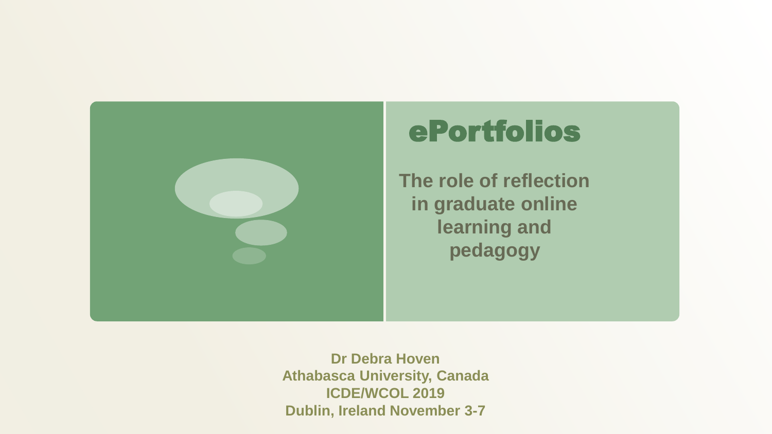# ePortfolios

## The role of reflection in graduate online learning and pedagogy

**Dr Debra Hoven**
**Athabasca University, Canada**
**ICDE/WCOL 2019**
**Dublin, Ireland November 3-7**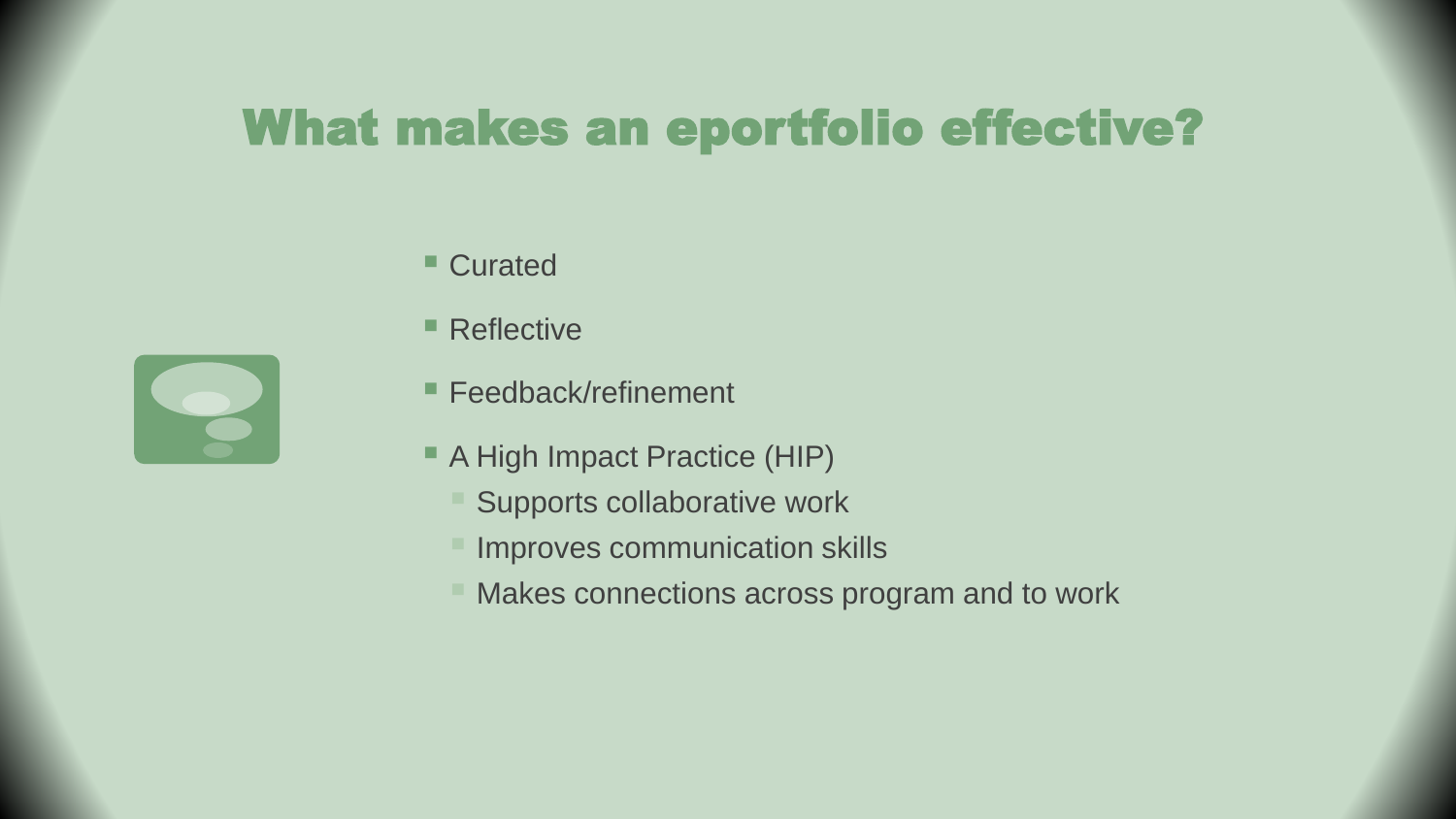# What makes an eportfolio effective?

- Curated
- Reflective
- Feedback/refinement
- A High Impact Practice (HIP)
  - Supports collaborative work
  - Improves communication skills
  - Makes connections across program and to work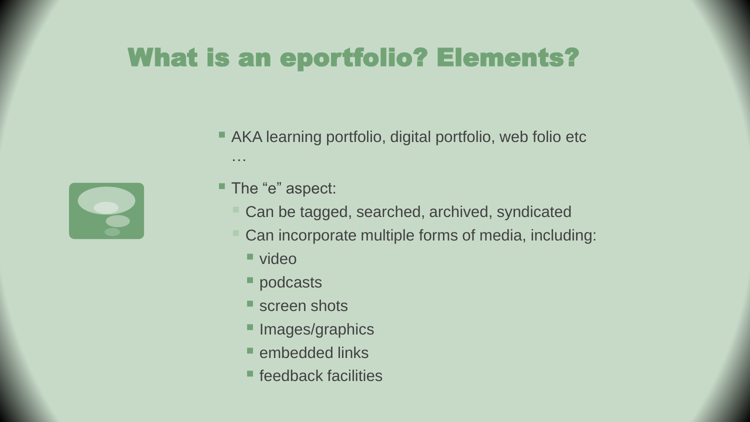# What is an eportfolio? Elements?

- AKA learning portfolio, digital portfolio, web folio etc …
- The “e” aspect:
  - Can be tagged, searched, archived, syndicated
  - Can incorporate multiple forms of media, including:
    - video
    - podcasts
    - screen shots
    - Images/graphics
    - embedded links
    - feedback facilities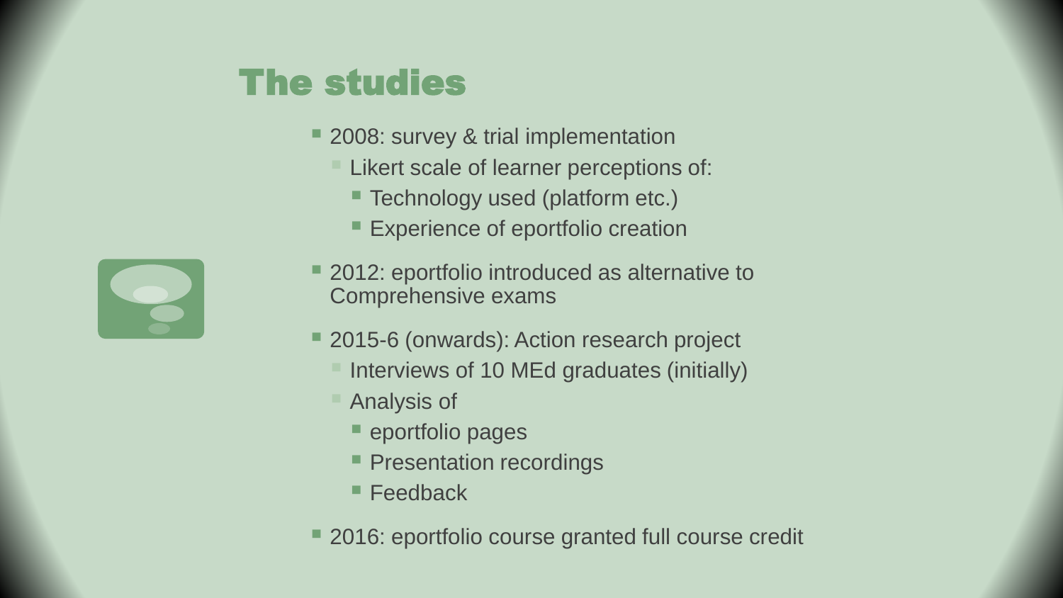# The studies

- 2008: survey & trial implementation
  - Likert scale of learner perceptions of:
    - Technology used (platform etc.)
    - Experience of eportfolio creation
- 2012: eportfolio introduced as alternative to Comprehensive exams
- 2015-6 (onwards): Action research project
  - Interviews of 10 MEd graduates (initially)
  - Analysis of
    - eportfolio pages
    - Presentation recordings
    - Feedback
- 2016: eportfolio course granted full course credit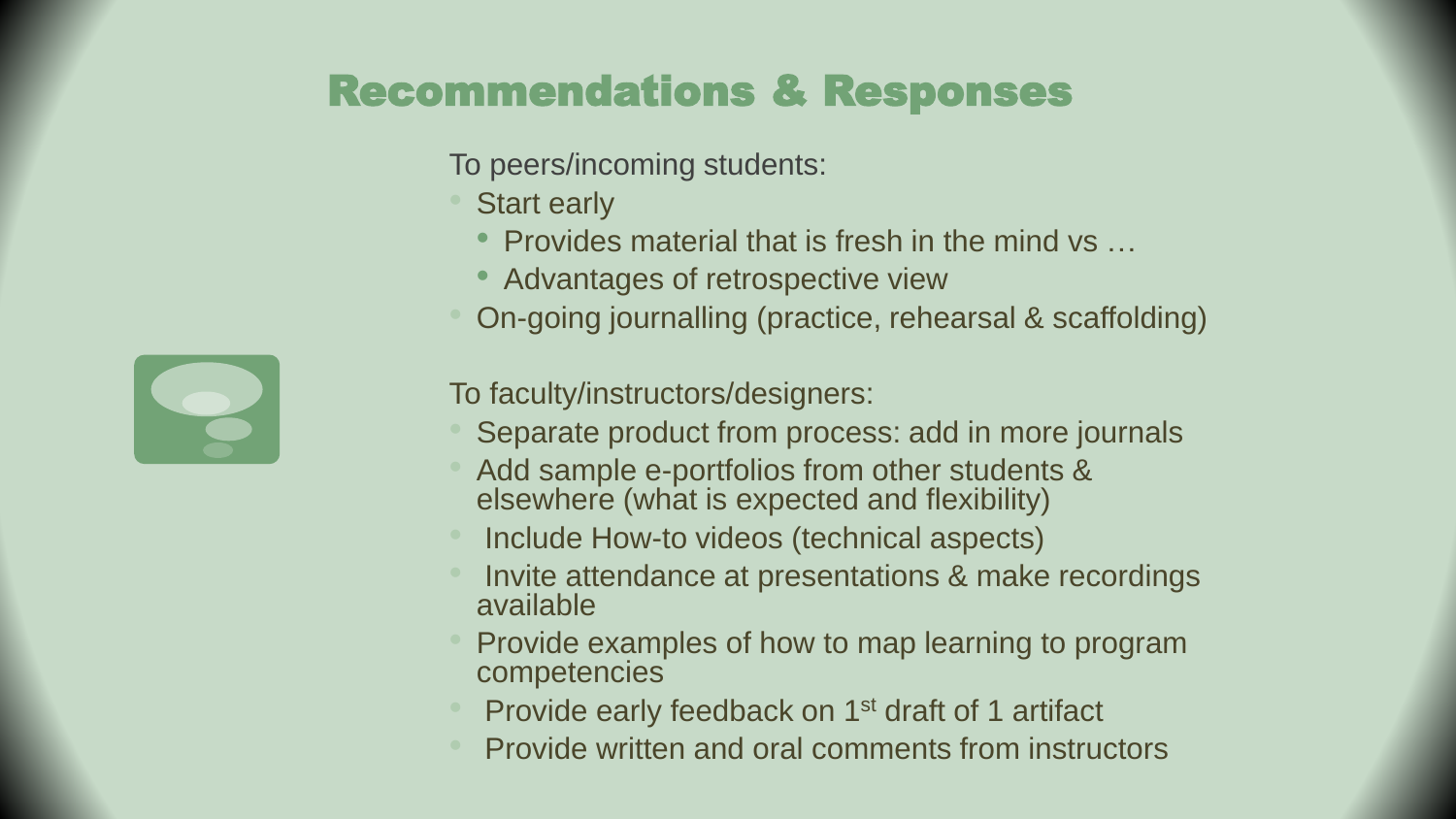# Recommendations & Responses

To peers/incoming students:

- Start early
  - Provides material that is fresh in the mind vs …
  - Advantages of retrospective view
- On-going journalling (practice, rehearsal & scaffolding)

To faculty/instructors/designers:

- Separate product from process: add in more journals
- Add sample e-portfolios from other students & elsewhere (what is expected and flexibility)
- Include How-to videos (technical aspects)
- Invite attendance at presentations & make recordings available
- Provide examples of how to map learning to program competencies
- Provide early feedback on 1st draft of 1 artifact
- Provide written and oral comments from instructors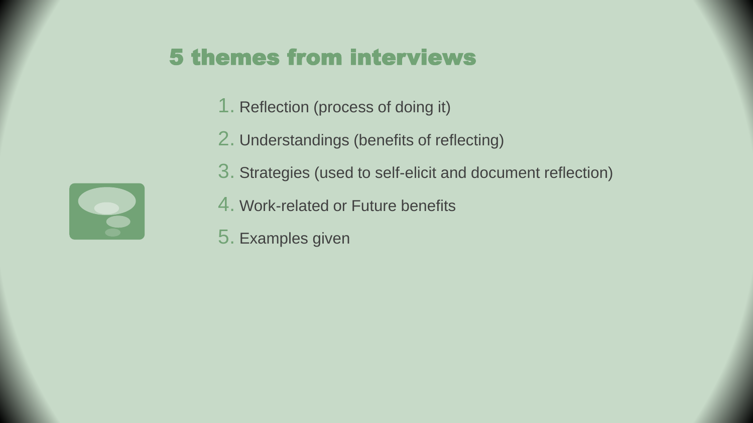# 5 themes from interviews

1. Reflection (process of doing it)
2. Understandings (benefits of reflecting)
3. Strategies (used to self-elicit and document reflection)
4. Work-related or Future benefits
5. Examples given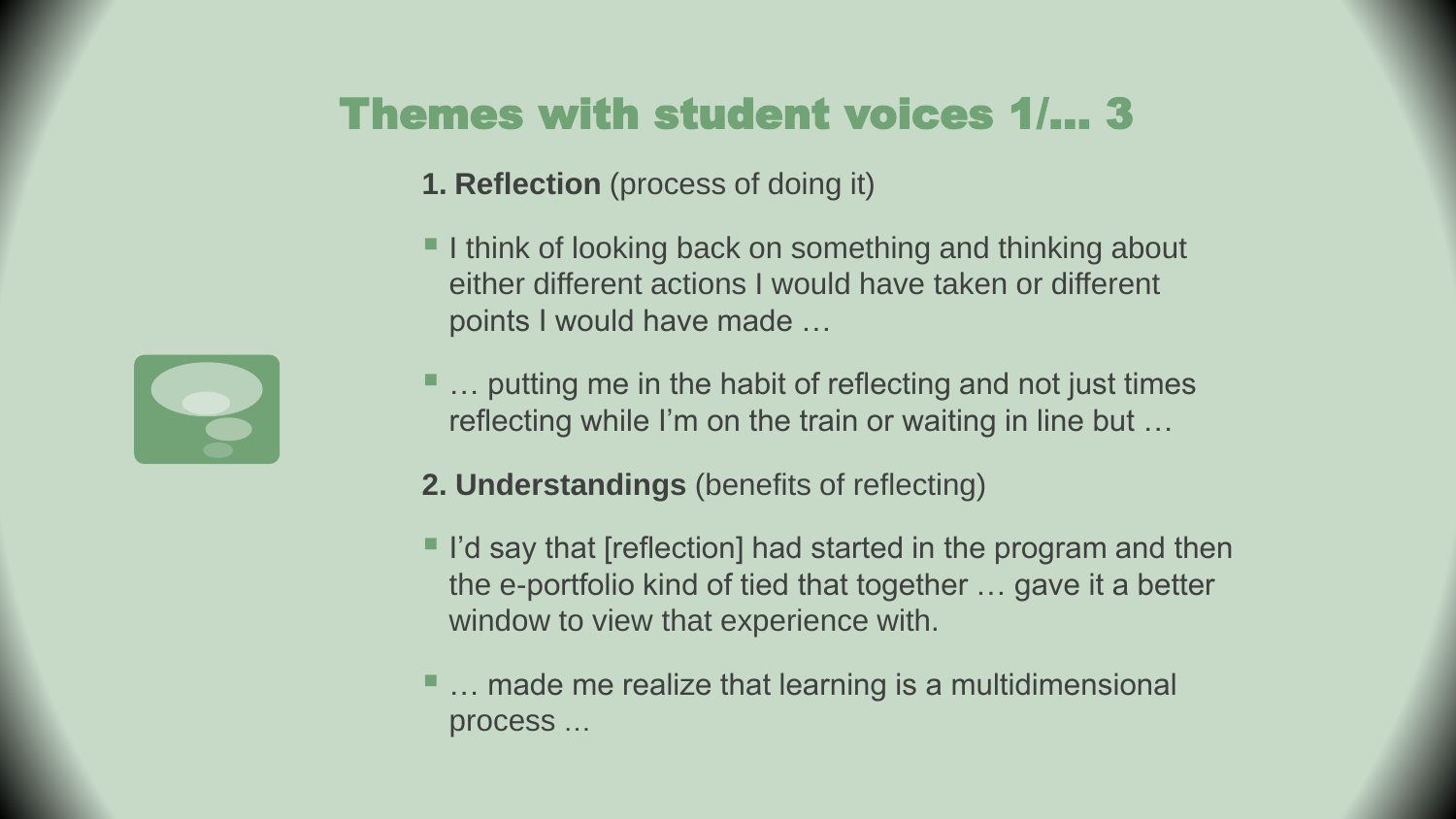# Themes with student voices 1/… 3

**1. Reflection** (process of doing it)

- I think of looking back on something and thinking about either different actions I would have taken or different points I would have made …
- … putting me in the habit of reflecting and not just times reflecting while I'm on the train or waiting in line but …

**2. Understandings** (benefits of reflecting)

- I'd say that [reflection] had started in the program and then the e-portfolio kind of tied that together … gave it a better window to view that experience with.
- … made me realize that learning is a multidimensional process …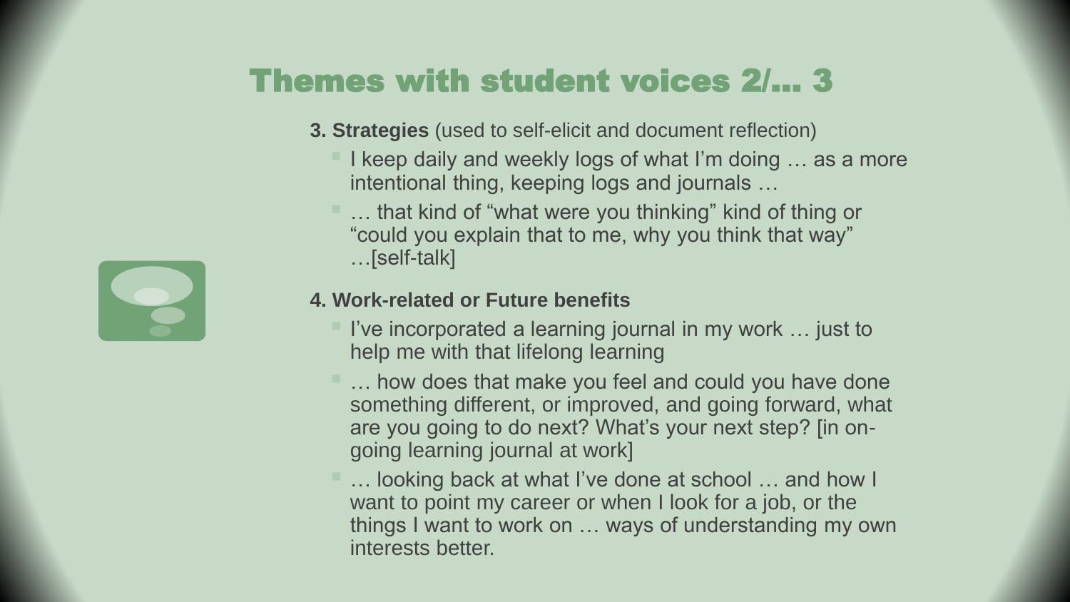# Themes with student voices 2/… 3

**3. Strategies** (used to self-elicit and document reflection)

- I keep daily and weekly logs of what I'm doing … as a more intentional thing, keeping logs and journals …
- … that kind of "what were you thinking" kind of thing or "could you explain that to me, why you think that way" …[self-talk]

**4. Work-related or Future benefits**

- I've incorporated a learning journal in my work … just to help me with that lifelong learning
- … how does that make you feel and could you have done something different, or improved, and going forward, what are you going to do next? What's your next step? [in on-going learning journal at work]
- … looking back at what I've done at school … and how I want to point my career or when I look for a job, or the things I want to work on … ways of understanding my own interests better.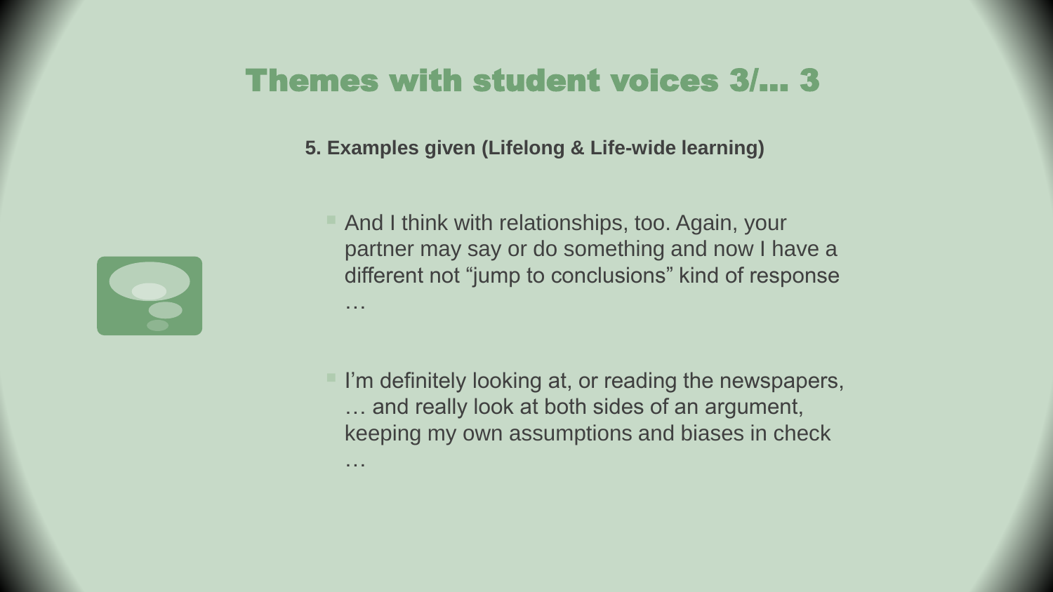# Themes with student voices 3/… 3

**5. Examples given (Lifelong & Life-wide learning)**

- And I think with relationships, too. Again, your partner may say or do something and now I have a different not “jump to conclusions” kind of response …

- I’m definitely looking at, or reading the newspapers, … and really look at both sides of an argument, keeping my own assumptions and biases in check …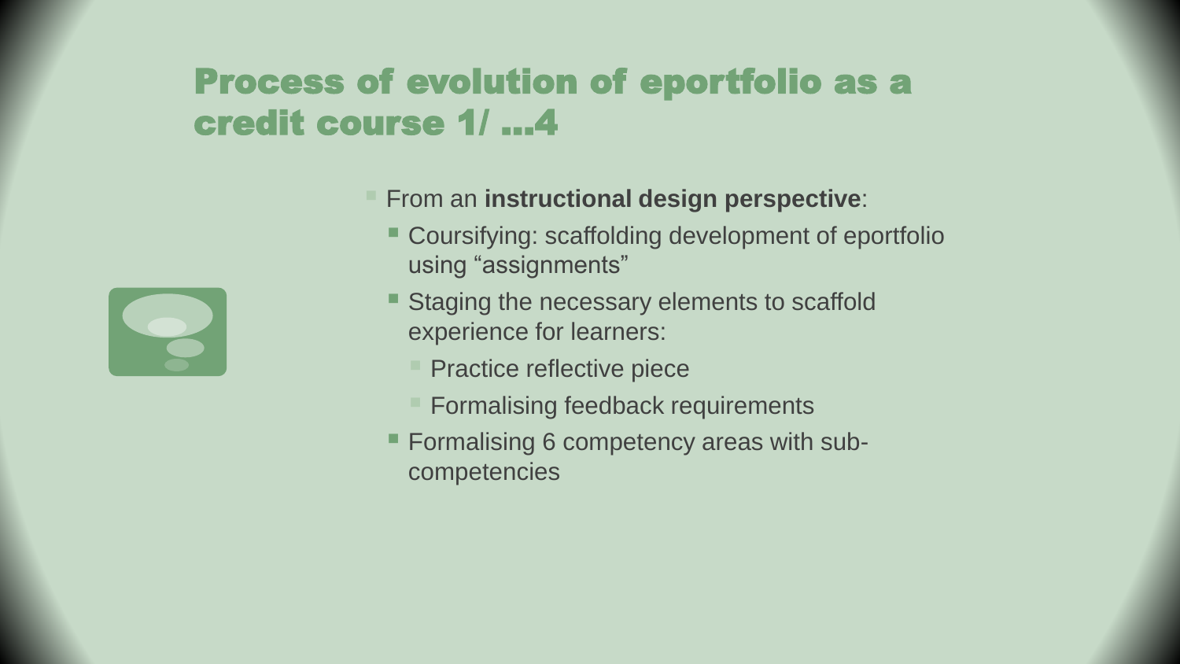# Process of evolution of eportfolio as a credit course 1/ …4

- From an **instructional design perspective**:
  - Coursifying: scaffolding development of eportfolio using "assignments"
  - Staging the necessary elements to scaffold experience for learners:
    - Practice reflective piece
    - Formalising feedback requirements
  - Formalising 6 competency areas with sub-competencies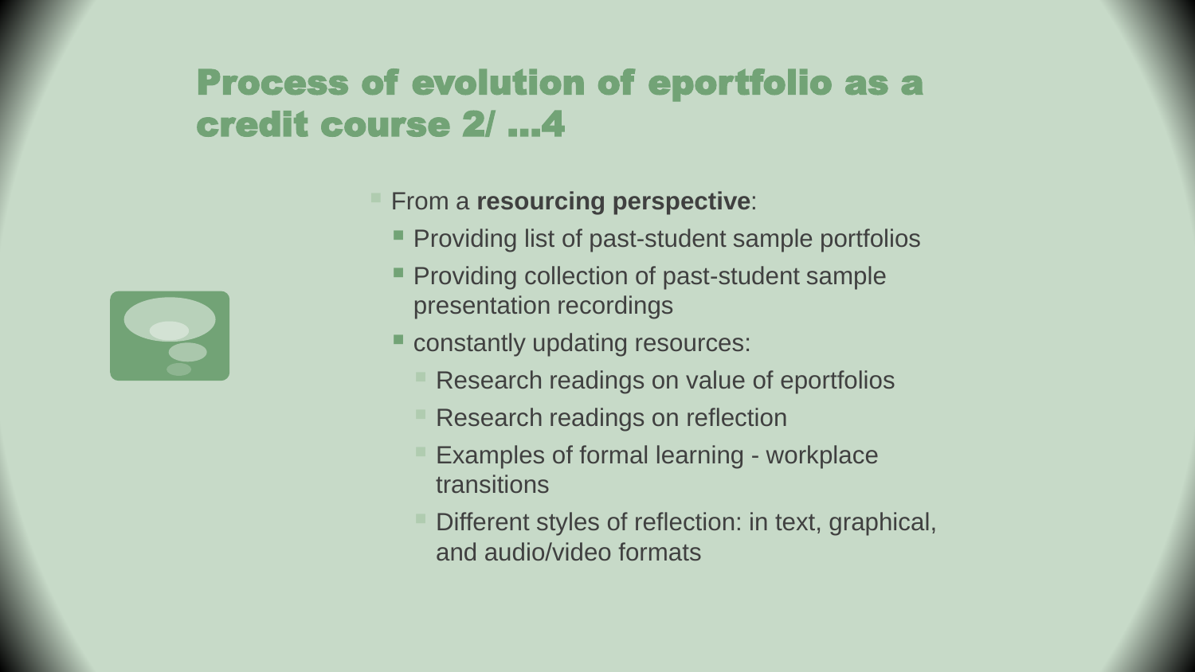# Process of evolution of eportfolio as a credit course 2/ ...4

- From a **resourcing perspective**:
  - Providing list of past-student sample portfolios
  - Providing collection of past-student sample presentation recordings
  - constantly updating resources:
    - Research readings on value of eportfolios
    - Research readings on reflection
    - Examples of formal learning - workplace transitions
    - Different styles of reflection: in text, graphical, and audio/video formats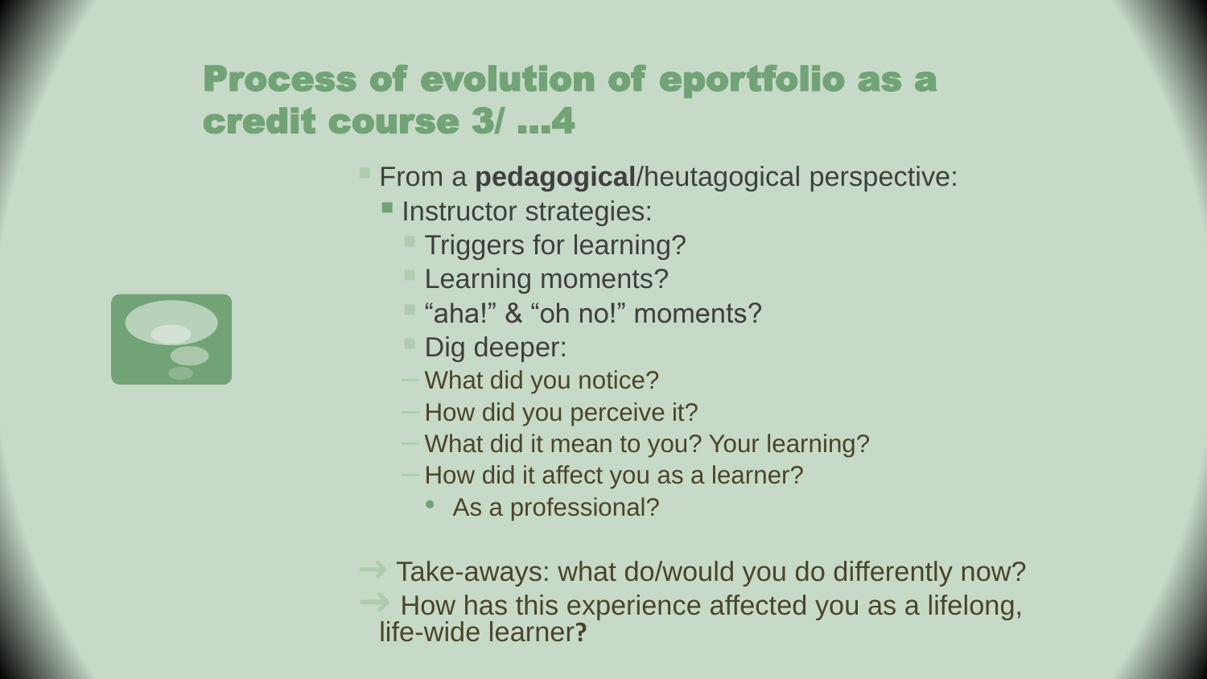# Process of evolution of eportfolio as a credit course 3/ ...4

- From a **pedagogical**/heutagogical perspective:
  - Instructor strategies:
    - Triggers for learning?
    - Learning moments?
    - “aha!” & “oh no!” moments?
    - Dig deeper:
      - What did you notice?
      - How did you perceive it?
      - What did it mean to you? Your learning?
      - How did it affect you as a learner?
        - As a professional?

→ Take-aways: what do/would you do differently now?

→ How has this experience affected you as a lifelong, life-wide learner**?**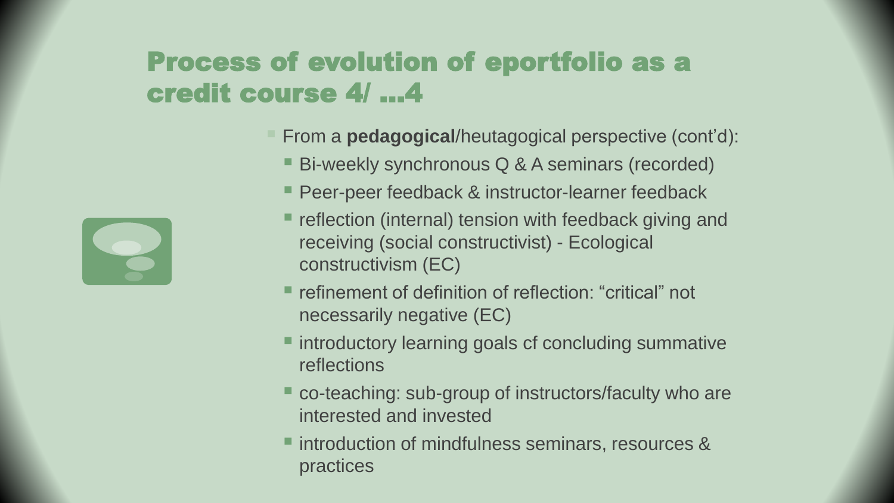# Process of evolution of eportfolio as a credit course 4/ …4

- From a **pedagogical**/heutagogical perspective (cont'd):
  - Bi-weekly synchronous Q & A seminars (recorded)
  - Peer-peer feedback & instructor-learner feedback
  - reflection (internal) tension with feedback giving and receiving (social constructivist) - Ecological constructivism (EC)
  - refinement of definition of reflection: "critical" not necessarily negative (EC)
  - introductory learning goals cf concluding summative reflections
  - co-teaching: sub-group of instructors/faculty who are interested and invested
  - introduction of mindfulness seminars, resources & practices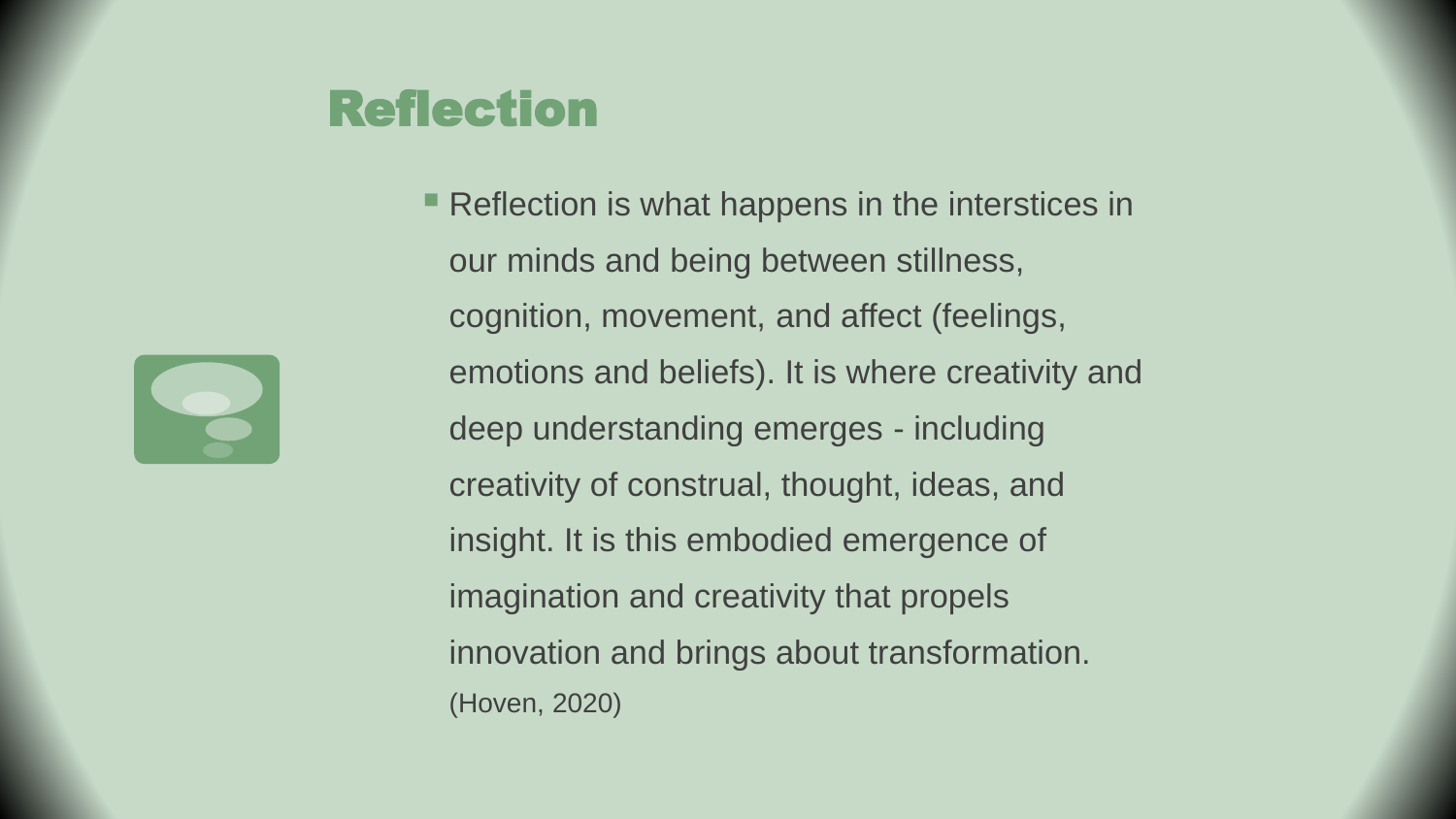# Reflection

- Reflection is what happens in the interstices in our minds and being between stillness, cognition, movement, and affect (feelings, emotions and beliefs). It is where creativity and deep understanding emerges - including creativity of construal, thought, ideas, and insight. It is this embodied emergence of imagination and creativity that propels innovation and brings about transformation.

  (Hoven, 2020)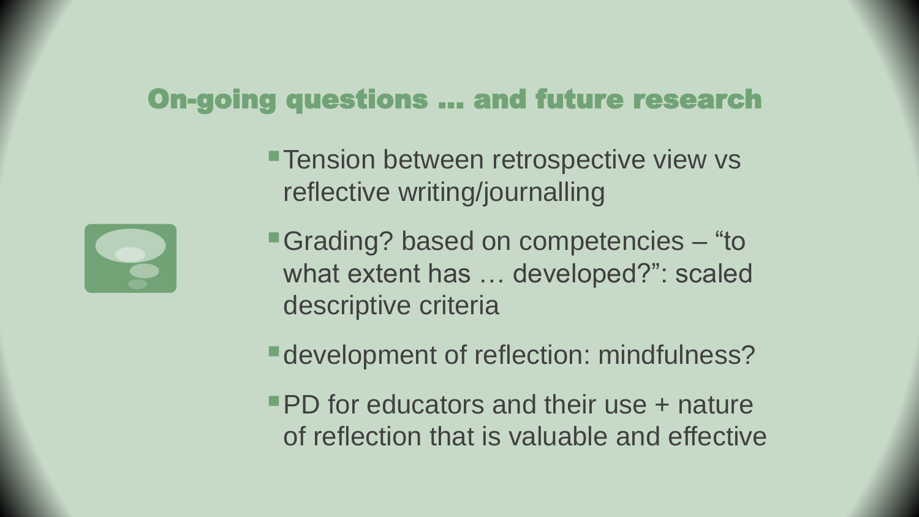# On-going questions … and future research

- Tension between retrospective view vs reflective writing/journalling
- Grading? based on competencies – “to what extent has … developed?”: scaled descriptive criteria
- development of reflection: mindfulness?
- PD for educators and their use + nature of reflection that is valuable and effective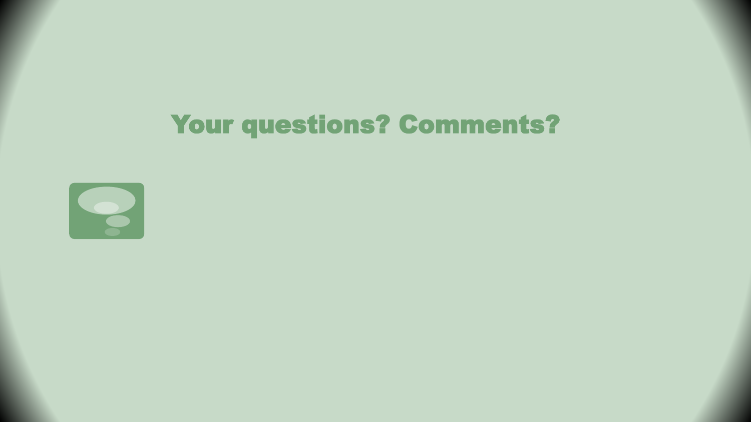# Your questions? Comments?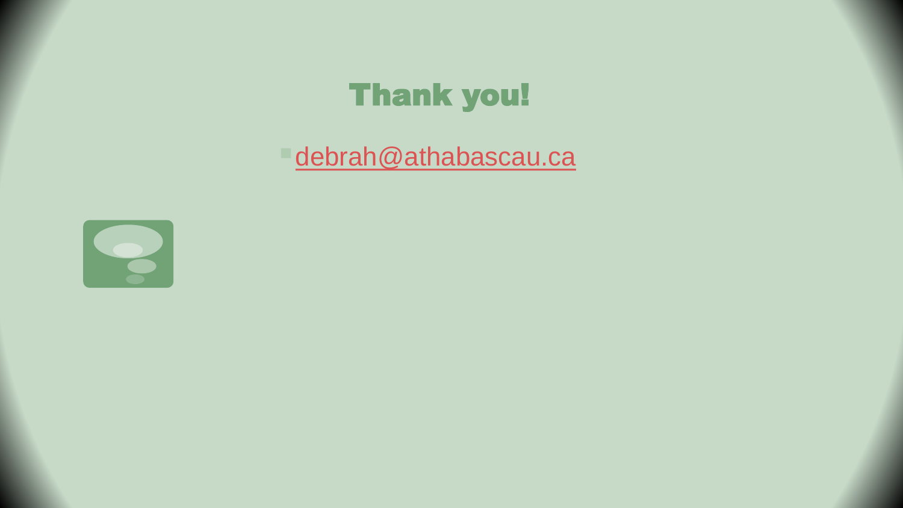# Thank you!

- debrah@athabascau.ca